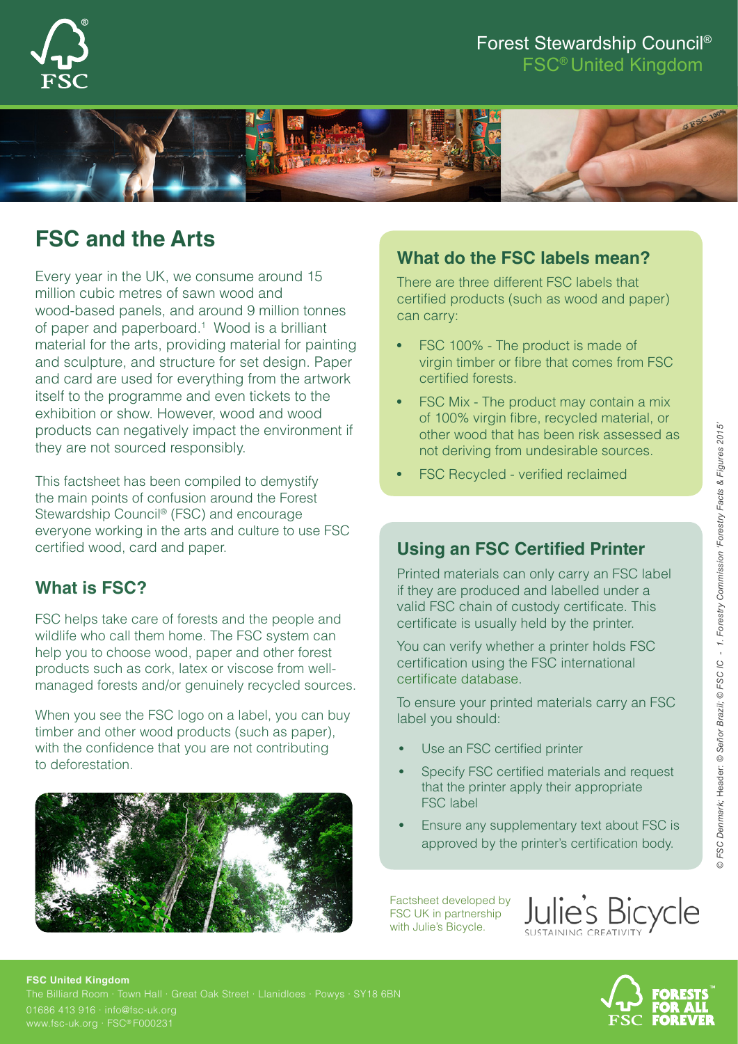Forest Stewardship Council®
FSC® United Kingdom

# FSC and the Arts

Every year in the UK, we consume around 15 million cubic metres of sawn wood and wood-based panels, and around 9 million tonnes of paper and paperboard.[1] Wood is a brilliant material for the arts, providing material for painting and sculpture, and structure for set design. Paper and card are used for everything from the artwork itself to the programme and even tickets to the exhibition or show. However, wood and wood products can negatively impact the environment if they are not sourced responsibly.

This factsheet has been compiled to demystify the main points of confusion around the Forest Stewardship Council® (FSC) and encourage everyone working in the arts and culture to use FSC certified wood, card and paper.

## What is FSC?

FSC helps take care of forests and the people and wildlife who call them home. The FSC system can help you to choose wood, paper and other forest products such as cork, latex or viscose from well-managed forests and/or genuinely recycled sources.

When you see the FSC logo on a label, you can buy timber and other wood products (such as paper), with the confidence that you are not contributing to deforestation.

## What do the FSC labels mean?

There are three different FSC labels that certified products (such as wood and paper) can carry:

- FSC 100% - The product is made of virgin timber or fibre that comes from FSC certified forests.
- FSC Mix - The product may contain a mix of 100% virgin fibre, recycled material, or other wood that has been risk assessed as not deriving from undesirable sources.
- FSC Recycled - verified reclaimed

## Using an FSC Certified Printer

Printed materials can only carry an FSC label if they are produced and labelled under a valid FSC chain of custody certificate. This certificate is usually held by the printer.

You can verify whether a printer holds FSC certification using the FSC international certificate database.

To ensure your printed materials carry an FSC label you should:

- Use an FSC certified printer
- Specify FSC certified materials and request that the printer apply their appropriate FSC label
- Ensure any supplementary text about FSC is approved by the printer's certification body.

Factsheet developed by FSC UK in partnership with Julie's Bicycle.

Julie's Bicycle — SUSTAINING CREATIVITY

*© FSC Denmark; Header: © Señor Brazil; © FSC IC - 1. Forestry Commission 'Forestry Facts & Figures 2015'*

**FSC United Kingdom**
The Billiard Room · Town Hall · Great Oak Street · Llanidloes · Powys · SY18 6BN
01686 413 916 · info@fsc-uk.org
www.fsc-uk.org · FSC® F000231

FORESTS™ FOR ALL FOREVER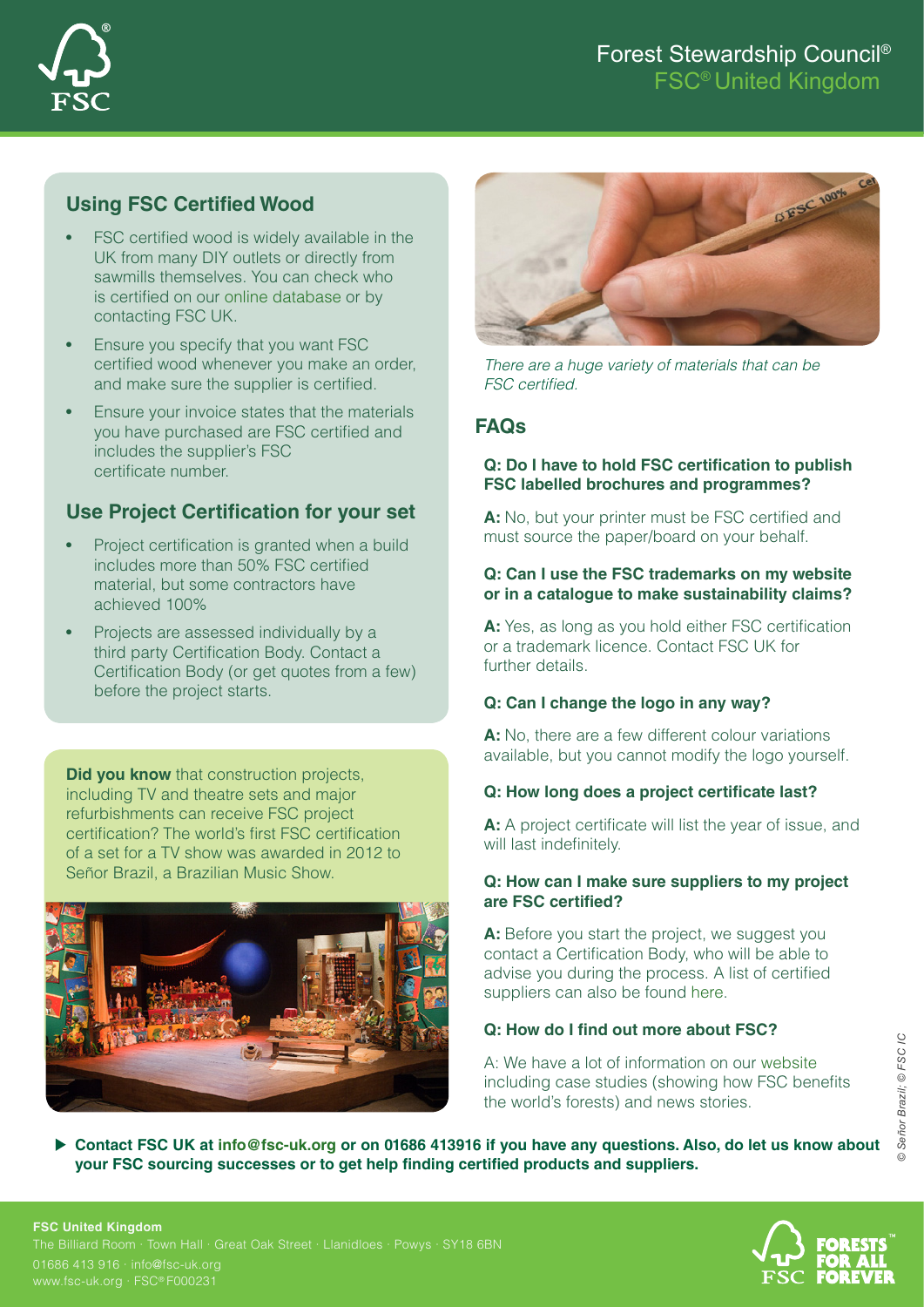## Using FSC Certified Wood

- FSC certified wood is widely available in the UK from many DIY outlets or directly from sawmills themselves. You can check who is certified on our online database or by contacting FSC UK.
- Ensure you specify that you want FSC certified wood whenever you make an order, and make sure the supplier is certified.
- Ensure your invoice states that the materials you have purchased are FSC certified and includes the supplier's FSC certificate number.

## Use Project Certification for your set

- Project certification is granted when a build includes more than 50% FSC certified material, but some contractors have achieved 100%
- Projects are assessed individually by a third party Certification Body. Contact a Certification Body (or get quotes from a few) before the project starts.

**Did you know** that construction projects, including TV and theatre sets and major refurbishments can receive FSC project certification? The world's first FSC certification of a set for a TV show was awarded in 2012 to Señor Brazil, a Brazilian Music Show.

*There are a huge variety of materials that can be FSC certified.*

## FAQs

**Q: Do I have to hold FSC certification to publish FSC labelled brochures and programmes?**

**A:** No, but your printer must be FSC certified and must source the paper/board on your behalf.

**Q: Can I use the FSC trademarks on my website or in a catalogue to make sustainability claims?**

**A:** Yes, as long as you hold either FSC certification or a trademark licence. Contact FSC UK for further details.

**Q: Can I change the logo in any way?**

**A:** No, there are a few different colour variations available, but you cannot modify the logo yourself.

**Q: How long does a project certificate last?**

**A:** A project certificate will list the year of issue, and will last indefinitely.

**Q: How can I make sure suppliers to my project are FSC certified?**

**A:** Before you start the project, we suggest you contact a Certification Body, who will be able to advise you during the process. A list of certified suppliers can also be found here.

**Q: How do I find out more about FSC?**

A: We have a lot of information on our website including case studies (showing how FSC benefits the world's forests) and news stories.

© Señor Brazil; © FSC IC

**Contact FSC UK at info@fsc-uk.org or on 01686 413916 if you have any questions. Also, do let us know about your FSC sourcing successes or to get help finding certified products and suppliers.**

**FSC United Kingdom**
The Billiard Room · Town Hall · Great Oak Street · Llanidloes · Powys · SY18 6BN
01686 413 916 · info@fsc-uk.org
www.fsc-uk.org · FSC® F000231

FORESTS FOR ALL FOREVER